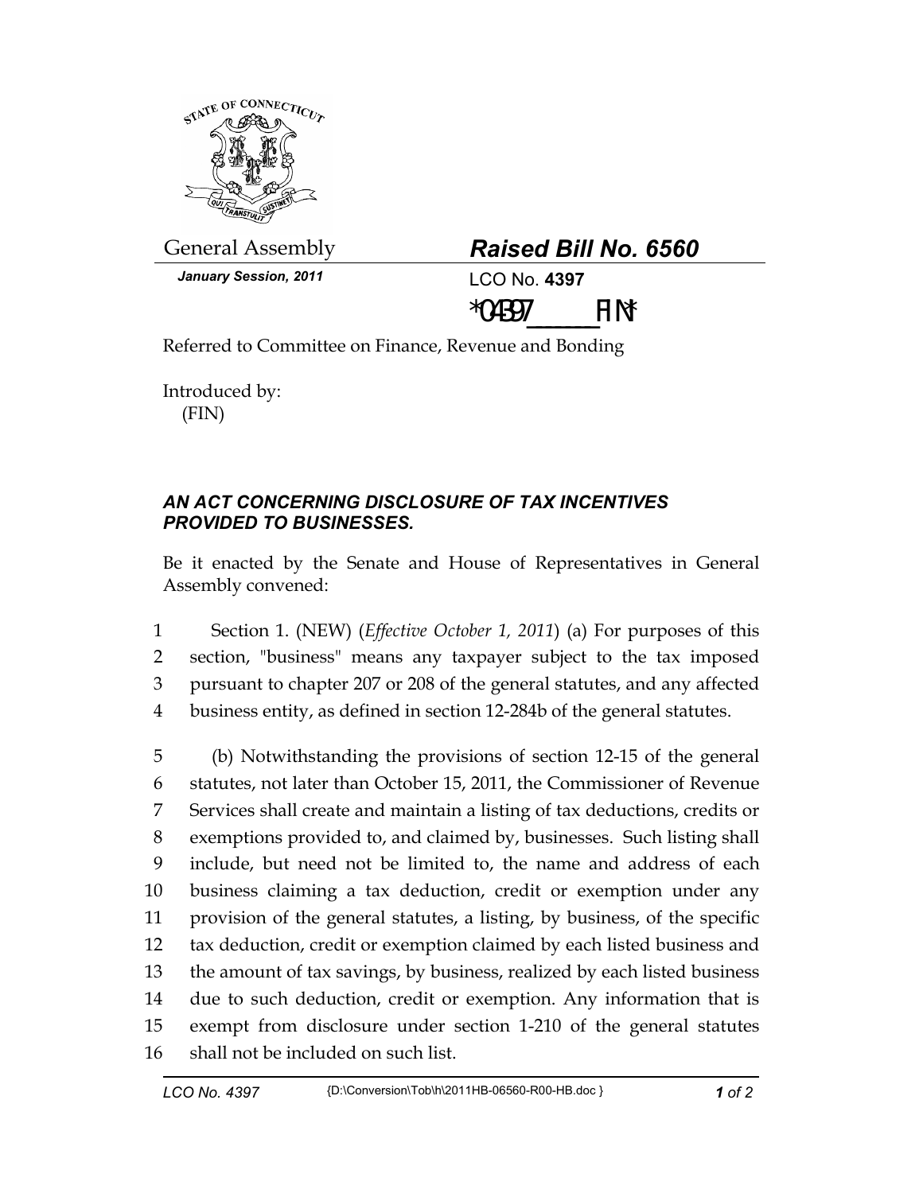General Assembly

**Raised Bill No. 6560**

*January Session, 2011*

LCO No. **4397**

*04397_______FIN*

Referred to Committee on Finance, Revenue and Bonding

Introduced by:
(FIN)

***AN ACT CONCERNING DISCLOSURE OF TAX INCENTIVES PROVIDED TO BUSINESSES.***

Be it enacted by the Senate and House of Representatives in General Assembly convened:

1 Section 1. (NEW) (*Effective October 1, 2011*) (a) For purposes of this
2 section, "business" means any taxpayer subject to the tax imposed
3 pursuant to chapter 207 or 208 of the general statutes, and any affected
4 business entity, as defined in section 12-284b of the general statutes.

5 (b) Notwithstanding the provisions of section 12-15 of the general
6 statutes, not later than October 15, 2011, the Commissioner of Revenue
7 Services shall create and maintain a listing of tax deductions, credits or
8 exemptions provided to, and claimed by, businesses. Such listing shall
9 include, but need not be limited to, the name and address of each
10 business claiming a tax deduction, credit or exemption under any
11 provision of the general statutes, a listing, by business, of the specific
12 tax deduction, credit or exemption claimed by each listed business and
13 the amount of tax savings, by business, realized by each listed business
14 due to such deduction, credit or exemption. Any information that is
15 exempt from disclosure under section 1-210 of the general statutes
16 shall not be included on such list.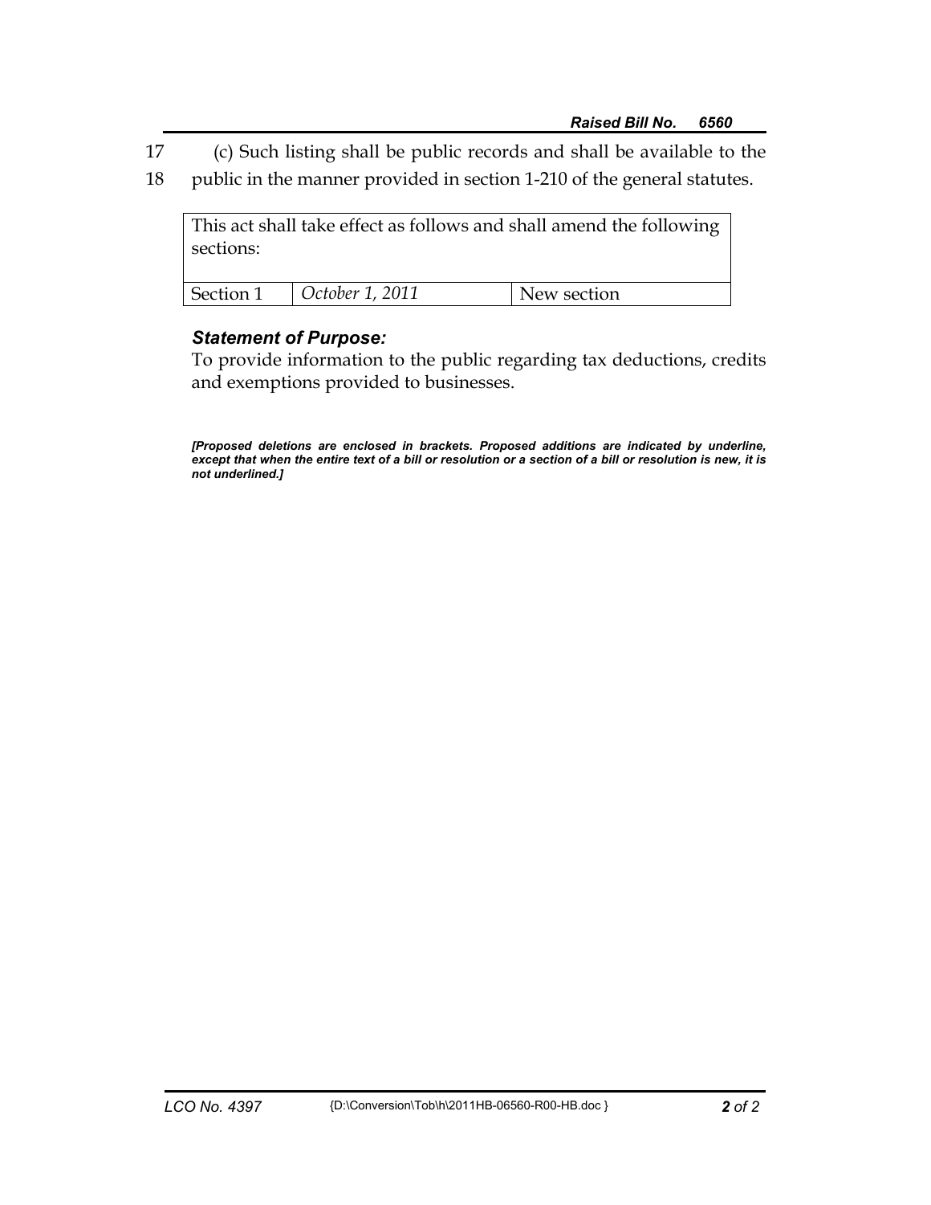17 (c) Such listing shall be public records and shall be available to the
18 public in the manner provided in section 1-210 of the general statutes.

| This act shall take effect as follows and shall amend the following sections: | | |
|---|---|---|
| Section 1 | *October 1, 2011* | New section |

### *Statement of Purpose:*

To provide information to the public regarding tax deductions, credits and exemptions provided to businesses.

***[Proposed deletions are enclosed in brackets. Proposed additions are indicated by underline, except that when the entire text of a bill or resolution or a section of a bill or resolution is new, it is not underlined.]***